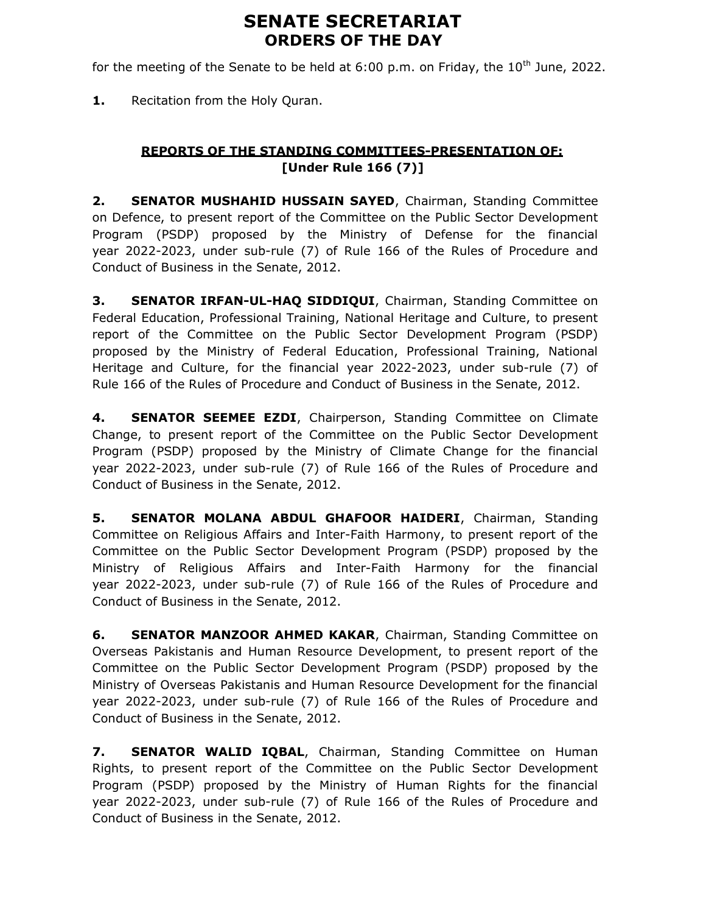# SENATE SECRETARIAT
## ORDERS OF THE DAY

for the meeting of the Senate to be held at 6:00 p.m. on Friday, the 10th June, 2022.

**1.** Recitation from the Holy Quran.

### REPORTS OF THE STANDING COMMITTEES-PRESENTATION OF:
### [Under Rule 166 (7)]

**2. SENATOR MUSHAHID HUSSAIN SAYED**, Chairman, Standing Committee on Defence, to present report of the Committee on the Public Sector Development Program (PSDP) proposed by the Ministry of Defense for the financial year 2022-2023, under sub-rule (7) of Rule 166 of the Rules of Procedure and Conduct of Business in the Senate, 2012.

**3. SENATOR IRFAN-UL-HAQ SIDDIQUI**, Chairman, Standing Committee on Federal Education, Professional Training, National Heritage and Culture, to present report of the Committee on the Public Sector Development Program (PSDP) proposed by the Ministry of Federal Education, Professional Training, National Heritage and Culture, for the financial year 2022-2023, under sub-rule (7) of Rule 166 of the Rules of Procedure and Conduct of Business in the Senate, 2012.

**4. SENATOR SEEMEE EZDI**, Chairperson, Standing Committee on Climate Change, to present report of the Committee on the Public Sector Development Program (PSDP) proposed by the Ministry of Climate Change for the financial year 2022-2023, under sub-rule (7) of Rule 166 of the Rules of Procedure and Conduct of Business in the Senate, 2012.

**5. SENATOR MOLANA ABDUL GHAFOOR HAIDERI**, Chairman, Standing Committee on Religious Affairs and Inter-Faith Harmony, to present report of the Committee on the Public Sector Development Program (PSDP) proposed by the Ministry of Religious Affairs and Inter-Faith Harmony for the financial year 2022-2023, under sub-rule (7) of Rule 166 of the Rules of Procedure and Conduct of Business in the Senate, 2012.

**6. SENATOR MANZOOR AHMED KAKAR**, Chairman, Standing Committee on Overseas Pakistanis and Human Resource Development, to present report of the Committee on the Public Sector Development Program (PSDP) proposed by the Ministry of Overseas Pakistanis and Human Resource Development for the financial year 2022-2023, under sub-rule (7) of Rule 166 of the Rules of Procedure and Conduct of Business in the Senate, 2012.

**7. SENATOR WALID IQBAL**, Chairman, Standing Committee on Human Rights, to present report of the Committee on the Public Sector Development Program (PSDP) proposed by the Ministry of Human Rights for the financial year 2022-2023, under sub-rule (7) of Rule 166 of the Rules of Procedure and Conduct of Business in the Senate, 2012.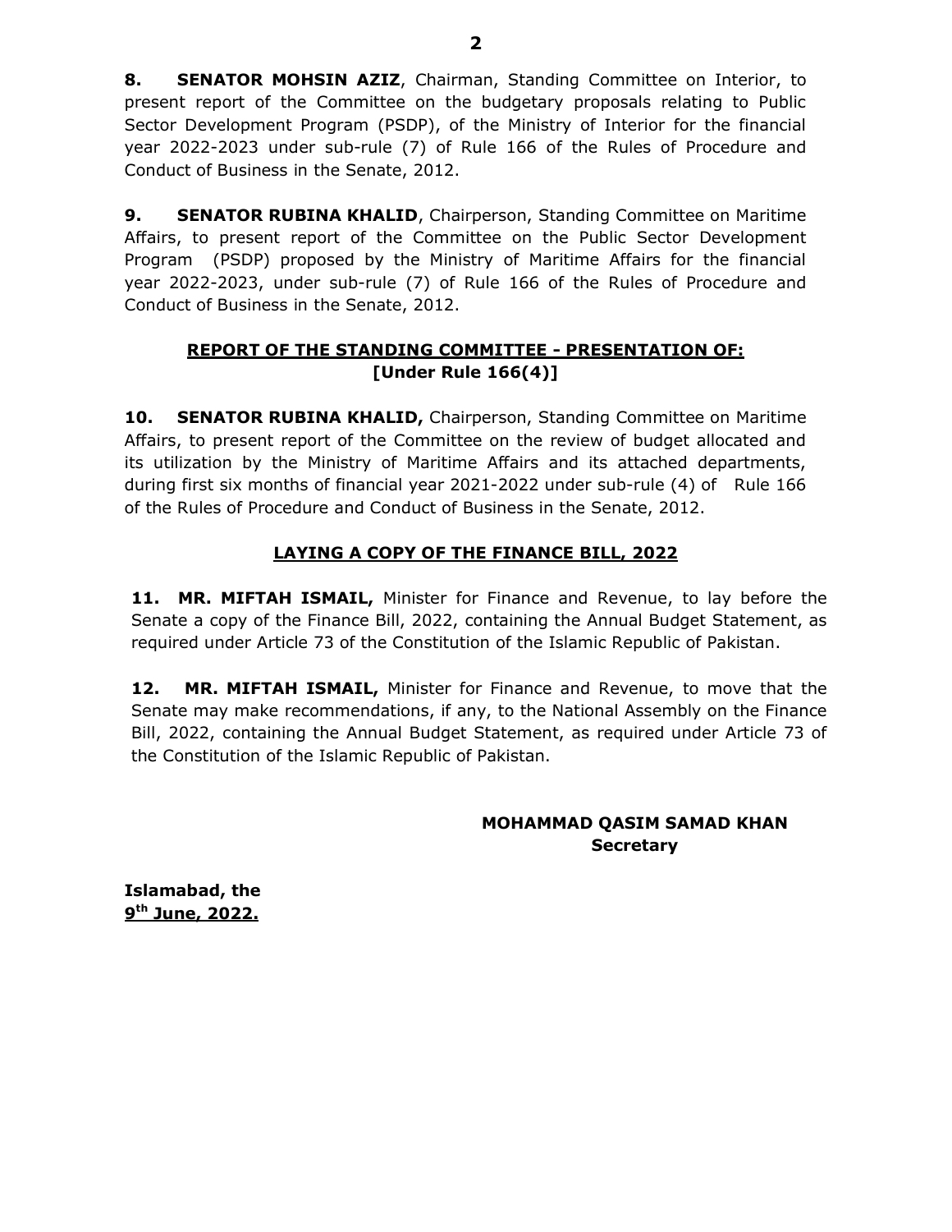**8. SENATOR MOHSIN AZIZ**, Chairman, Standing Committee on Interior, to present report of the Committee on the budgetary proposals relating to Public Sector Development Program (PSDP), of the Ministry of Interior for the financial year 2022-2023 under sub-rule (7) of Rule 166 of the Rules of Procedure and Conduct of Business in the Senate, 2012.

**9. SENATOR RUBINA KHALID**, Chairperson, Standing Committee on Maritime Affairs, to present report of the Committee on the Public Sector Development Program (PSDP) proposed by the Ministry of Maritime Affairs for the financial year 2022-2023, under sub-rule (7) of Rule 166 of the Rules of Procedure and Conduct of Business in the Senate, 2012.

## REPORT OF THE STANDING COMMITTEE - PRESENTATION OF: [Under Rule 166(4)]

**10. SENATOR RUBINA KHALID,** Chairperson, Standing Committee on Maritime Affairs, to present report of the Committee on the review of budget allocated and its utilization by the Ministry of Maritime Affairs and its attached departments, during first six months of financial year 2021-2022 under sub-rule (4) of Rule 166 of the Rules of Procedure and Conduct of Business in the Senate, 2012.

## LAYING A COPY OF THE FINANCE BILL, 2022

**11. MR. MIFTAH ISMAIL,** Minister for Finance and Revenue, to lay before the Senate a copy of the Finance Bill, 2022, containing the Annual Budget Statement, as required under Article 73 of the Constitution of the Islamic Republic of Pakistan.

**12. MR. MIFTAH ISMAIL,** Minister for Finance and Revenue, to move that the Senate may make recommendations, if any, to the National Assembly on the Finance Bill, 2022, containing the Annual Budget Statement, as required under Article 73 of the Constitution of the Islamic Republic of Pakistan.

**MOHAMMAD QASIM SAMAD KHAN**
**Secretary**

**Islamabad, the**
**9th June, 2022.**